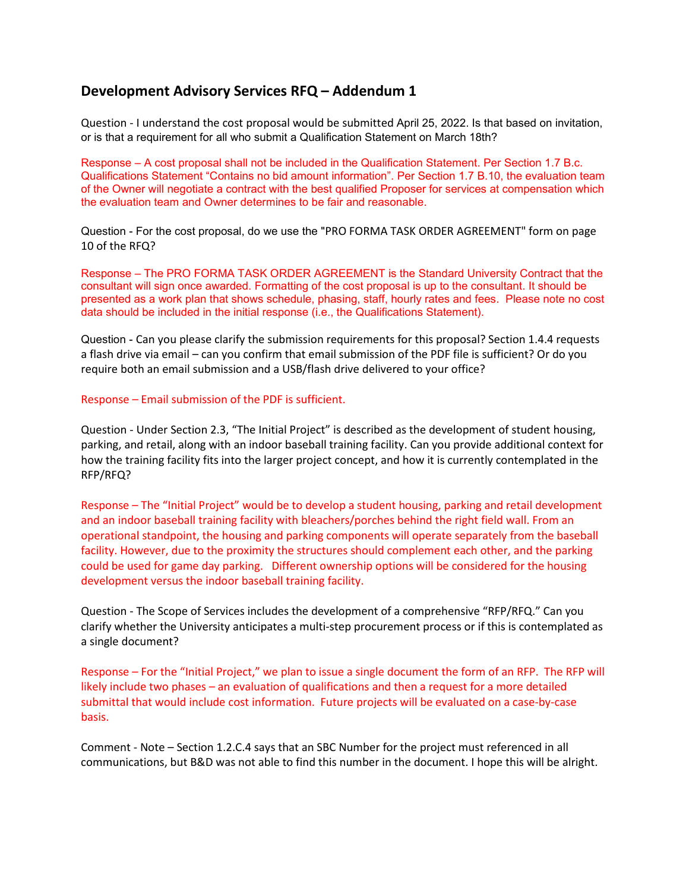# Development Advisory Services RFQ – Addendum 1

Question - I understand the cost proposal would be submitted April 25, 2022. Is that based on invitation, or is that a requirement for all who submit a Qualification Statement on March 18th?

Response – A cost proposal shall not be included in the Qualification Statement. Per Section 1.7 B.c. Qualifications Statement "Contains no bid amount information". Per Section 1.7 B.10, the evaluation team of the Owner will negotiate a contract with the best qualified Proposer for services at compensation which the evaluation team and Owner determines to be fair and reasonable.

Question - For the cost proposal, do we use the "PRO FORMA TASK ORDER AGREEMENT" form on page 10 of the RFQ?

Response – The PRO FORMA TASK ORDER AGREEMENT is the Standard University Contract that the consultant will sign once awarded. Formatting of the cost proposal is up to the consultant. It should be presented as a work plan that shows schedule, phasing, staff, hourly rates and fees. Please note no cost data should be included in the initial response (i.e., the Qualifications Statement).

Question - Can you please clarify the submission requirements for this proposal? Section 1.4.4 requests a flash drive via email – can you confirm that email submission of the PDF file is sufficient? Or do you require both an email submission and a USB/flash drive delivered to your office?

Response – Email submission of the PDF is sufficient.

Question - Under Section 2.3, "The Initial Project" is described as the development of student housing, parking, and retail, along with an indoor baseball training facility. Can you provide additional context for how the training facility fits into the larger project concept, and how it is currently contemplated in the RFP/RFQ?

Response – The "Initial Project" would be to develop a student housing, parking and retail development and an indoor baseball training facility with bleachers/porches behind the right field wall. From an operational standpoint, the housing and parking components will operate separately from the baseball facility. However, due to the proximity the structures should complement each other, and the parking could be used for game day parking. Different ownership options will be considered for the housing development versus the indoor baseball training facility.

Question - The Scope of Services includes the development of a comprehensive "RFP/RFQ." Can you clarify whether the University anticipates a multi-step procurement process or if this is contemplated as a single document?

Response – For the "Initial Project," we plan to issue a single document the form of an RFP. The RFP will likely include two phases – an evaluation of qualifications and then a request for a more detailed submittal that would include cost information. Future projects will be evaluated on a case-by-case basis.

Comment - Note – Section 1.2.C.4 says that an SBC Number for the project must referenced in all communications, but B&D was not able to find this number in the document. I hope this will be alright.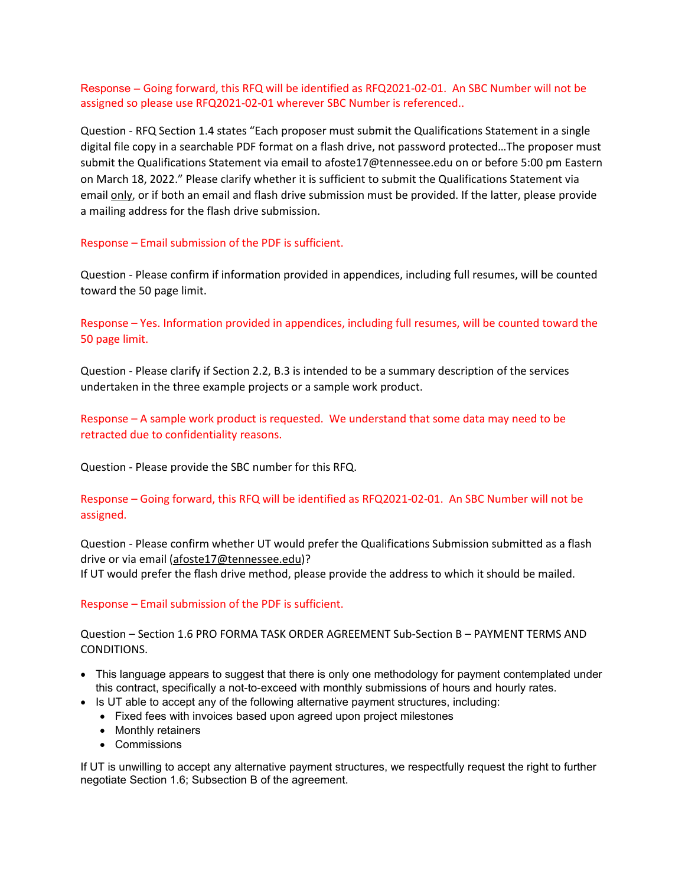Response – Going forward, this RFQ will be identified as RFQ2021-02-01. An SBC Number will not be assigned so please use RFQ2021-02-01 wherever SBC Number is referenced..

Question - RFQ Section 1.4 states "Each proposer must submit the Qualifications Statement in a single digital file copy in a searchable PDF format on a flash drive, not password protected…The proposer must submit the Qualifications Statement via email to afoste17@tennessee.edu on or before 5:00 pm Eastern on March 18, 2022." Please clarify whether it is sufficient to submit the Qualifications Statement via email only, or if both an email and flash drive submission must be provided. If the latter, please provide a mailing address for the flash drive submission.

Response – Email submission of the PDF is sufficient.

Question - Please confirm if information provided in appendices, including full resumes, will be counted toward the 50 page limit.

Response – Yes. Information provided in appendices, including full resumes, will be counted toward the 50 page limit.

Question - Please clarify if Section 2.2, B.3 is intended to be a summary description of the services undertaken in the three example projects or a sample work product.

Response – A sample work product is requested. We understand that some data may need to be retracted due to confidentiality reasons.

Question - Please provide the SBC number for this RFQ.

Response – Going forward, this RFQ will be identified as RFQ2021-02-01. An SBC Number will not be assigned.

Question - Please confirm whether UT would prefer the Qualifications Submission submitted as a flash drive or via email (afoste17@tennessee.edu)?
If UT would prefer the flash drive method, please provide the address to which it should be mailed.

Response – Email submission of the PDF is sufficient.

Question – Section 1.6 PRO FORMA TASK ORDER AGREEMENT Sub-Section B – PAYMENT TERMS AND CONDITIONS.

- This language appears to suggest that there is only one methodology for payment contemplated under this contract, specifically a not-to-exceed with monthly submissions of hours and hourly rates.
- Is UT able to accept any of the following alternative payment structures, including:
  - Fixed fees with invoices based upon agreed upon project milestones
  - Monthly retainers
  - Commissions

If UT is unwilling to accept any alternative payment structures, we respectfully request the right to further negotiate Section 1.6; Subsection B of the agreement.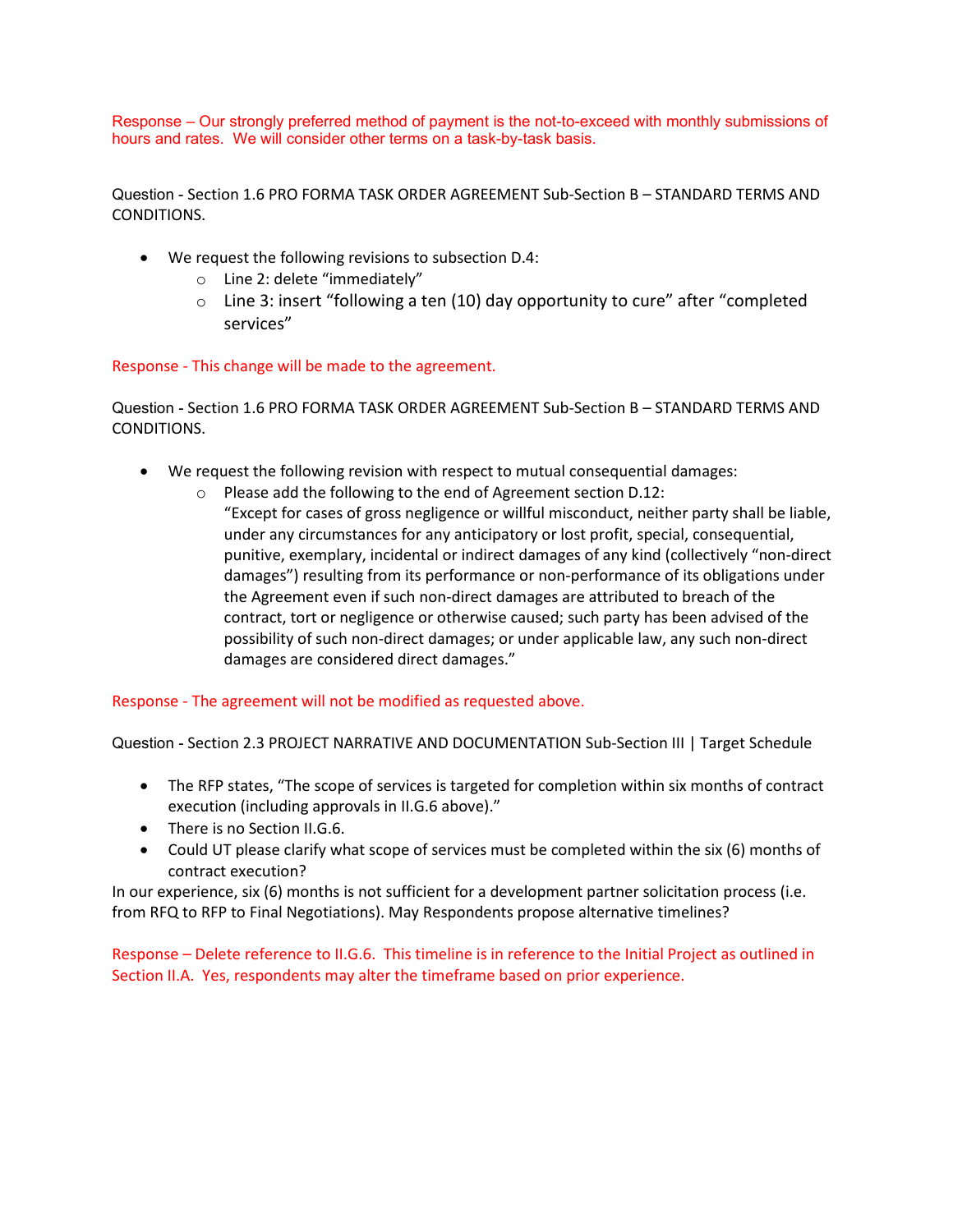Response – Our strongly preferred method of payment is the not-to-exceed with monthly submissions of hours and rates. We will consider other terms on a task-by-task basis.

Question - Section 1.6 PRO FORMA TASK ORDER AGREEMENT Sub-Section B – STANDARD TERMS AND CONDITIONS.

- We request the following revisions to subsection D.4:
  - Line 2: delete "immediately"
  - Line 3: insert "following a ten (10) day opportunity to cure" after "completed services"

Response - This change will be made to the agreement.

Question - Section 1.6 PRO FORMA TASK ORDER AGREEMENT Sub-Section B – STANDARD TERMS AND CONDITIONS.

- We request the following revision with respect to mutual consequential damages:
  - Please add the following to the end of Agreement section D.12:
    "Except for cases of gross negligence or willful misconduct, neither party shall be liable, under any circumstances for any anticipatory or lost profit, special, consequential, punitive, exemplary, incidental or indirect damages of any kind (collectively "non-direct damages") resulting from its performance or non-performance of its obligations under the Agreement even if such non-direct damages are attributed to breach of the contract, tort or negligence or otherwise caused; such party has been advised of the possibility of such non-direct damages; or under applicable law, any such non-direct damages are considered direct damages."

Response - The agreement will not be modified as requested above.

Question - Section 2.3 PROJECT NARRATIVE AND DOCUMENTATION Sub-Section III | Target Schedule

- The RFP states, "The scope of services is targeted for completion within six months of contract execution (including approvals in II.G.6 above)."
- There is no Section II.G.6.
- Could UT please clarify what scope of services must be completed within the six (6) months of contract execution?

In our experience, six (6) months is not sufficient for a development partner solicitation process (i.e. from RFQ to RFP to Final Negotiations). May Respondents propose alternative timelines?

Response – Delete reference to II.G.6. This timeline is in reference to the Initial Project as outlined in Section II.A. Yes, respondents may alter the timeframe based on prior experience.